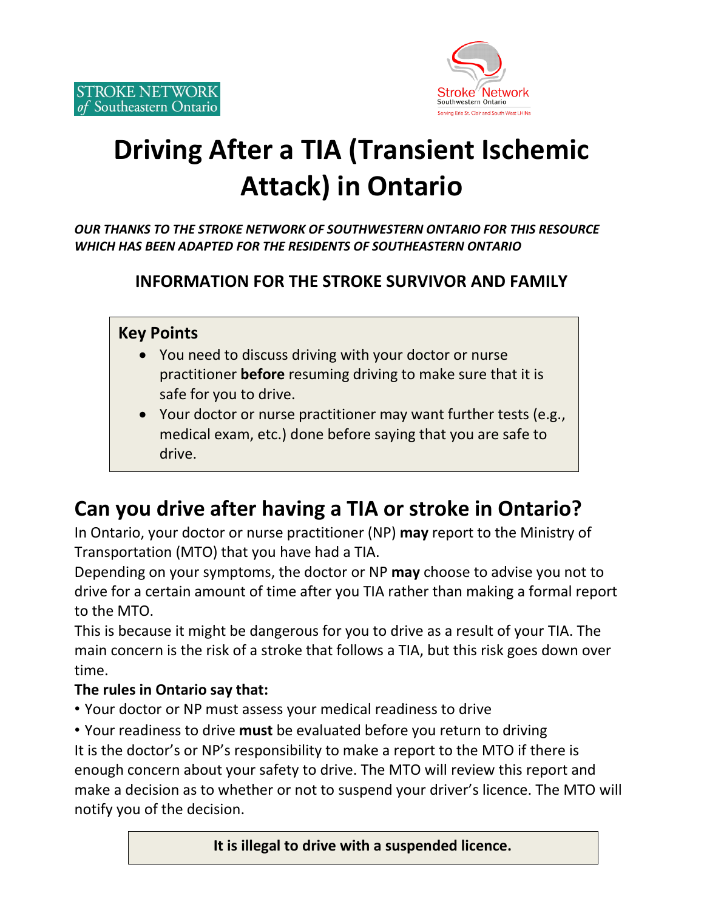STROKE NETWORK *of* Southeastern Ontario

Stroke Network
Southwestern Ontario
Serving Erie St. Clair and South West LHINs

# Driving After a TIA (Transient Ischemic Attack) in Ontario

***OUR THANKS TO THE STROKE NETWORK OF SOUTHWESTERN ONTARIO FOR THIS RESOURCE WHICH HAS BEEN ADAPTED FOR THE RESIDENTS OF SOUTHEASTERN ONTARIO***

### INFORMATION FOR THE STROKE SURVIVOR AND FAMILY

**Key Points**

- You need to discuss driving with your doctor or nurse practitioner **before** resuming driving to make sure that it is safe for you to drive.
- Your doctor or nurse practitioner may want further tests (e.g., medical exam, etc.) done before saying that you are safe to drive.

## Can you drive after having a TIA or stroke in Ontario?

In Ontario, your doctor or nurse practitioner (NP) **may** report to the Ministry of Transportation (MTO) that you have had a TIA.

Depending on your symptoms, the doctor or NP **may** choose to advise you not to drive for a certain amount of time after you TIA rather than making a formal report to the MTO.

This is because it might be dangerous for you to drive as a result of your TIA. The main concern is the risk of a stroke that follows a TIA, but this risk goes down over time.

**The rules in Ontario say that:**

- Your doctor or NP must assess your medical readiness to drive
- Your readiness to drive **must** be evaluated before you return to driving

It is the doctor's or NP's responsibility to make a report to the MTO if there is enough concern about your safety to drive. The MTO will review this report and make a decision as to whether or not to suspend your driver's licence. The MTO will notify you of the decision.

**It is illegal to drive with a suspended licence.**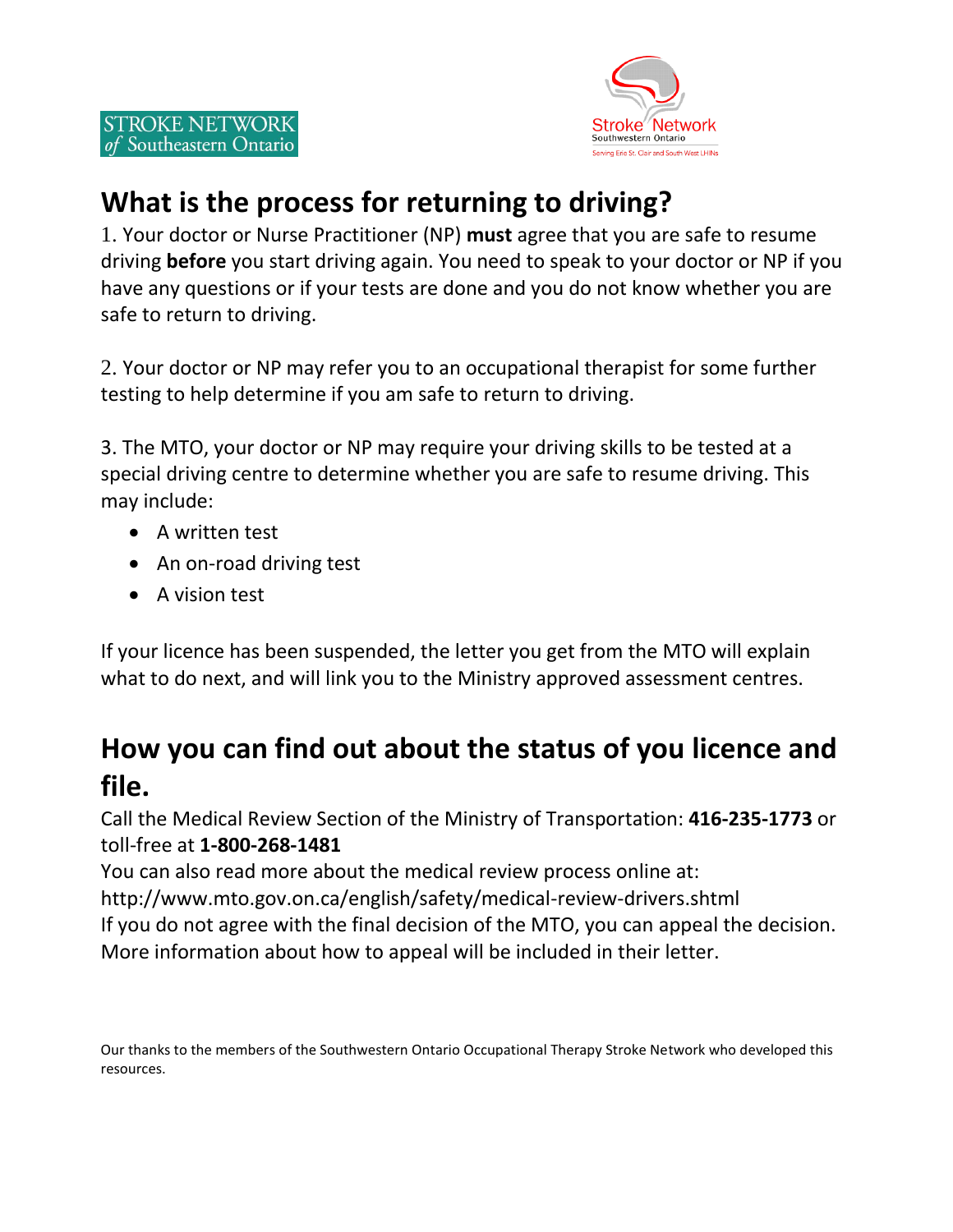STROKE NETWORK of Southeastern Ontario

Stroke Network Southwestern Ontario
Serving Erie St. Clair and South West LHINs

## What is the process for returning to driving?

1. Your doctor or Nurse Practitioner (NP) **must** agree that you are safe to resume driving **before** you start driving again. You need to speak to your doctor or NP if you have any questions or if your tests are done and you do not know whether you are safe to return to driving.

2. Your doctor or NP may refer you to an occupational therapist for some further testing to help determine if you am safe to return to driving.

3. The MTO, your doctor or NP may require your driving skills to be tested at a special driving centre to determine whether you are safe to resume driving. This may include:

- A written test
- An on-road driving test
- A vision test

If your licence has been suspended, the letter you get from the MTO will explain what to do next, and will link you to the Ministry approved assessment centres.

## How you can find out about the status of you licence and file.

Call the Medical Review Section of the Ministry of Transportation: **416-235-1773** or toll-free at **1-800-268-1481**
You can also read more about the medical review process online at:
http://www.mto.gov.on.ca/english/safety/medical-review-drivers.shtml
If you do not agree with the final decision of the MTO, you can appeal the decision. More information about how to appeal will be included in their letter.

Our thanks to the members of the Southwestern Ontario Occupational Therapy Stroke Network who developed this resources.